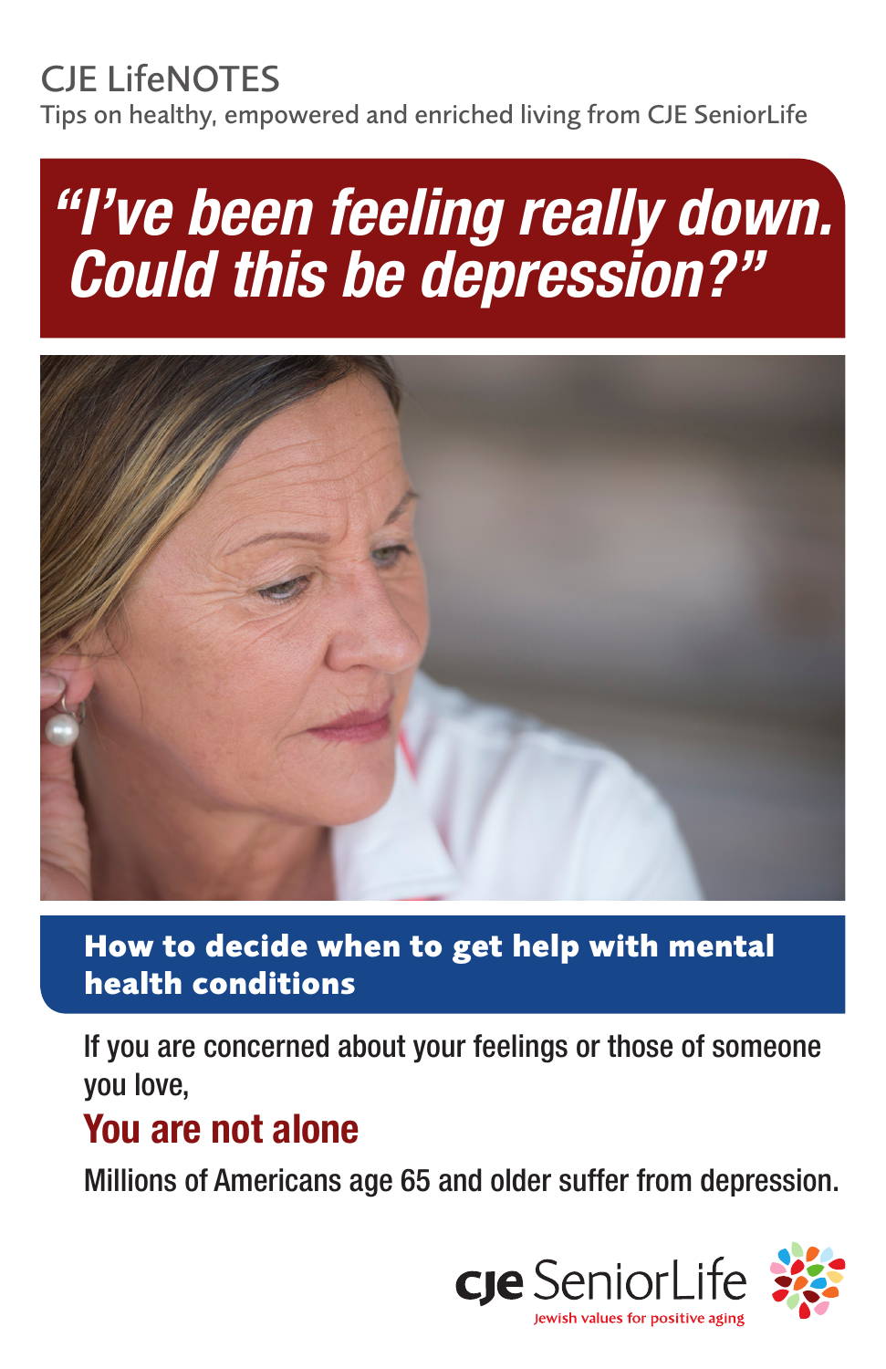CJE LifeNOTES

Tips on healthy, empowered and enriched living from CJE SeniorLife

# *"I've been feeling really down. Could this be depression?"*

## How to decide when to get help with mental health conditions

If you are concerned about your feelings or those of someone you love,

### You are not alone

Millions of Americans age 65 and older suffer from depression.

cje SeniorLife

Jewish values for positive aging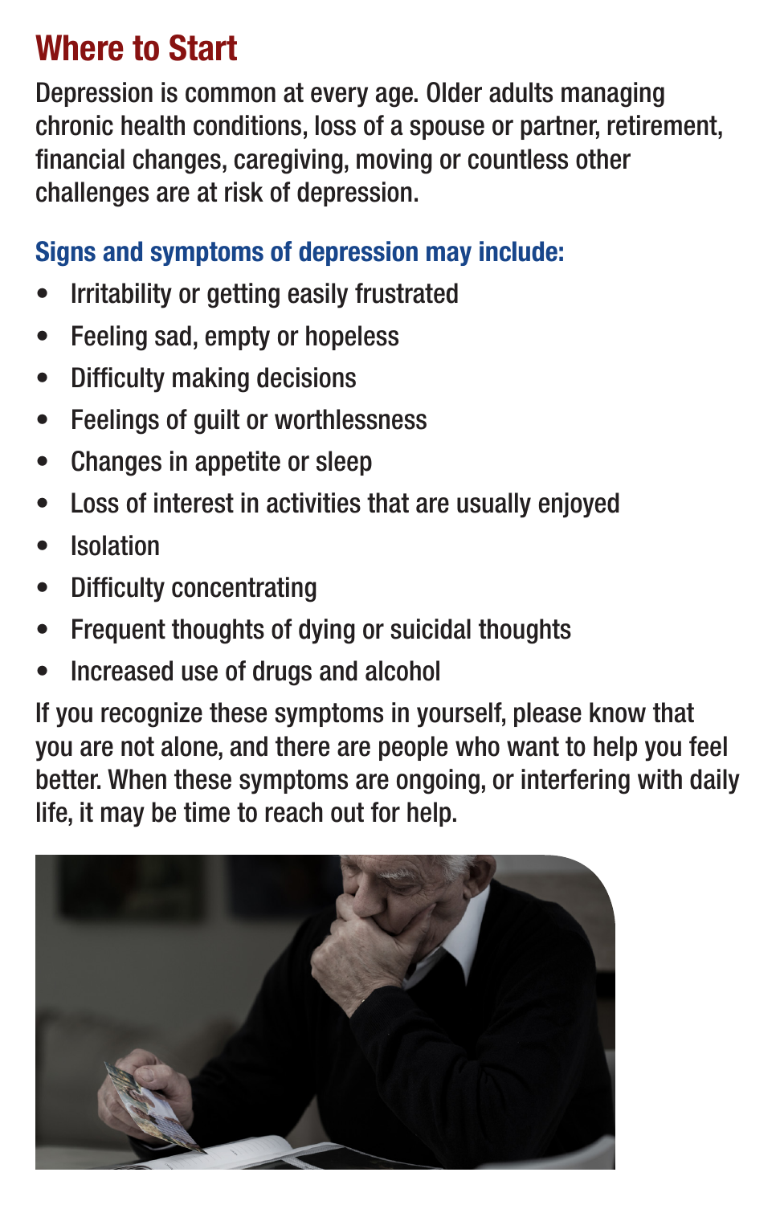## Where to Start

Depression is common at every age. Older adults managing chronic health conditions, loss of a spouse or partner, retirement, financial changes, caregiving, moving or countless other challenges are at risk of depression.

### Signs and symptoms of depression may include:

- Irritability or getting easily frustrated
- Feeling sad, empty or hopeless
- Difficulty making decisions
- Feelings of guilt or worthlessness
- Changes in appetite or sleep
- Loss of interest in activities that are usually enjoyed
- Isolation
- Difficulty concentrating
- Frequent thoughts of dying or suicidal thoughts
- Increased use of drugs and alcohol

If you recognize these symptoms in yourself, please know that you are not alone, and there are people who want to help you feel better. When these symptoms are ongoing, or interfering with daily life, it may be time to reach out for help.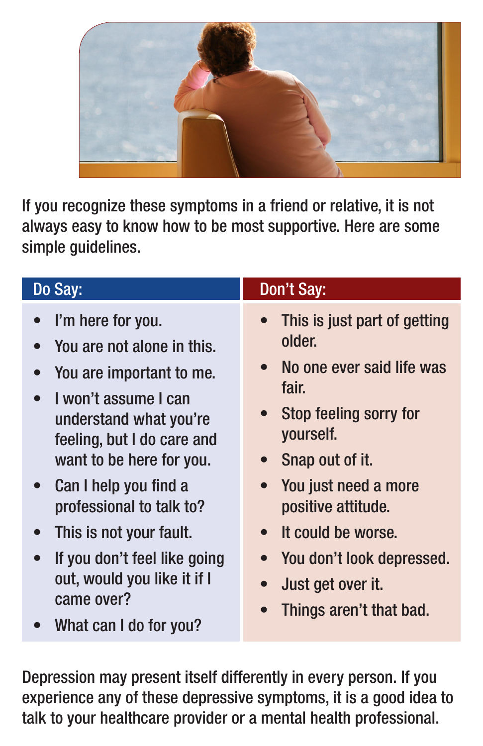If you recognize these symptoms in a friend or relative, it is not always easy to know how to be most supportive. Here are some simple guidelines.

### Do Say:

- I'm here for you.
- You are not alone in this.
- You are important to me.
- I won't assume I can understand what you're feeling, but I do care and want to be here for you.
- Can I help you find a professional to talk to?
- This is not your fault.
- If you don't feel like going out, would you like it if I came over?
- What can I do for you?

### Don't Say:

- This is just part of getting older.
- No one ever said life was fair.
- Stop feeling sorry for yourself.
- Snap out of it.
- You just need a more positive attitude.
- It could be worse.
- You don't look depressed.
- Just get over it.
- Things aren't that bad.

Depression may present itself differently in every person. If you experience any of these depressive symptoms, it is a good idea to talk to your healthcare provider or a mental health professional.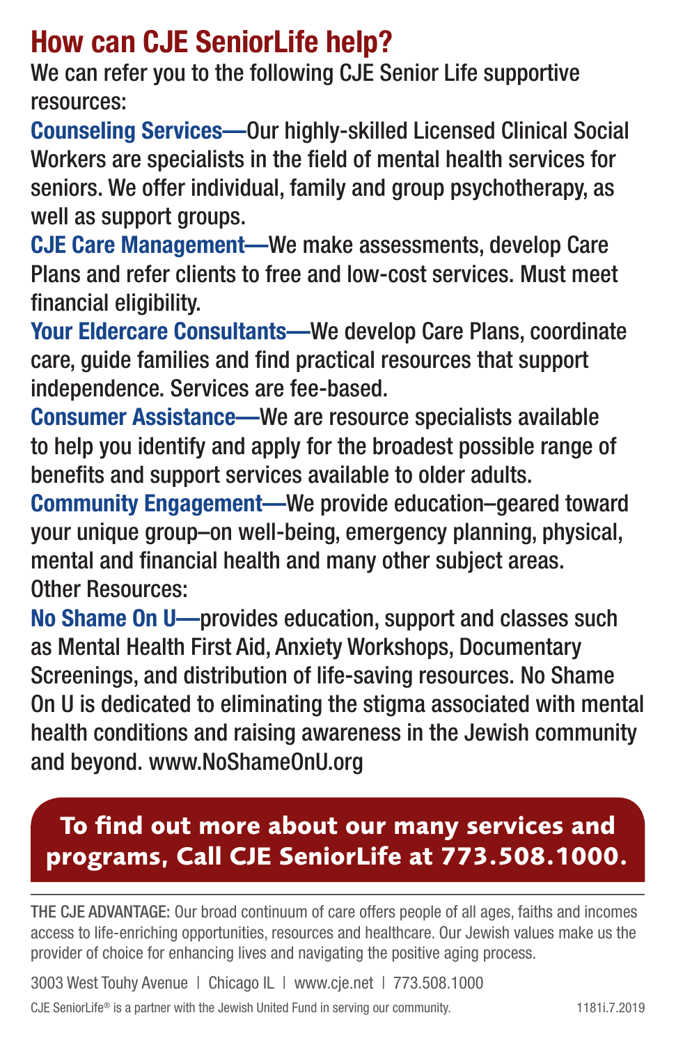# How can CJE SeniorLife help?

We can refer you to the following CJE Senior Life supportive resources:

**Counseling Services—**Our highly-skilled Licensed Clinical Social Workers are specialists in the field of mental health services for seniors. We offer individual, family and group psychotherapy, as well as support groups.

**CJE Care Management—**We make assessments, develop Care Plans and refer clients to free and low-cost services. Must meet financial eligibility.

**Your Eldercare Consultants—**We develop Care Plans, coordinate care, guide families and find practical resources that support independence. Services are fee-based.

**Consumer Assistance—**We are resource specialists available to help you identify and apply for the broadest possible range of benefits and support services available to older adults.

**Community Engagement—**We provide education–geared toward your unique group–on well-being, emergency planning, physical, mental and financial health and many other subject areas.

Other Resources:

**No Shame On U—**provides education, support and classes such as Mental Health First Aid, Anxiety Workshops, Documentary Screenings, and distribution of life-saving resources. No Shame On U is dedicated to eliminating the stigma associated with mental health conditions and raising awareness in the Jewish community and beyond. www.NoShameOnU.org

**To find out more about our many services and programs, Call CJE SeniorLife at 773.508.1000.**

---

THE CJE ADVANTAGE: Our broad continuum of care offers people of all ages, faiths and incomes access to life-enriching opportunities, resources and healthcare. Our Jewish values make us the provider of choice for enhancing lives and navigating the positive aging process.

3003 West Touhy Avenue | Chicago IL | www.cje.net | 773.508.1000

CJE SeniorLife® is a partner with the Jewish United Fund in serving our community.

1181i.7.2019